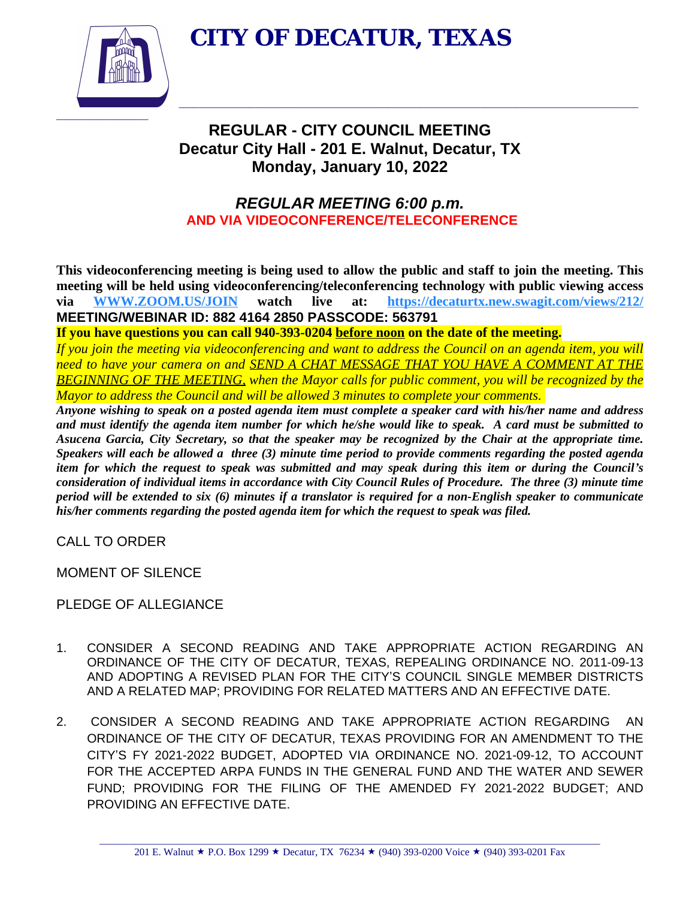# CITY OF DECATUR, TEXAS

## REGULAR - CITY COUNCIL MEETING
## Decatur City Hall - 201 E. Walnut, Decatur, TX
## Monday, January 10, 2022

### *REGULAR MEETING 6:00 p.m.*
**AND VIA VIDEOCONFERENCE/TELECONFERENCE**

**This videoconferencing meeting is being used to allow the public and staff to join the meeting. This meeting will be held using videoconferencing/teleconferencing technology with public viewing access via [WWW.ZOOM.US/JOIN](http://WWW.ZOOM.US/JOIN) watch live at: [https://decaturtx.new.swagit.com/views/212/](https://decaturtx.new.swagit.com/views/212/) MEETING/WEBINAR ID: 882 4164 2850 PASSCODE: 563791**

**If you have questions you can call 940-393-0204 before noon on the date of the meeting.**

*If you join the meeting via videoconferencing and want to address the Council on an agenda item, you will need to have your camera on and SEND A CHAT MESSAGE THAT YOU HAVE A COMMENT AT THE BEGINNING OF THE MEETING, when the Mayor calls for public comment, you will be recognized by the Mayor to address the Council and will be allowed 3 minutes to complete your comments.*

***Anyone wishing to speak on a posted agenda item must complete a speaker card with his/her name and address and must identify the agenda item number for which he/she would like to speak. A card must be submitted to Asucena Garcia, City Secretary, so that the speaker may be recognized by the Chair at the appropriate time. Speakers will each be allowed a three (3) minute time period to provide comments regarding the posted agenda item for which the request to speak was submitted and may speak during this item or during the Council's consideration of individual items in accordance with City Council Rules of Procedure. The three (3) minute time period will be extended to six (6) minutes if a translator is required for a non-English speaker to communicate his/her comments regarding the posted agenda item for which the request to speak was filed.***

CALL TO ORDER

MOMENT OF SILENCE

PLEDGE OF ALLEGIANCE

1. CONSIDER A SECOND READING AND TAKE APPROPRIATE ACTION REGARDING AN ORDINANCE OF THE CITY OF DECATUR, TEXAS, REPEALING ORDINANCE NO. 2011-09-13 AND ADOPTING A REVISED PLAN FOR THE CITY'S COUNCIL SINGLE MEMBER DISTRICTS AND A RELATED MAP; PROVIDING FOR RELATED MATTERS AND AN EFFECTIVE DATE.

2. CONSIDER A SECOND READING AND TAKE APPROPRIATE ACTION REGARDING AN ORDINANCE OF THE CITY OF DECATUR, TEXAS PROVIDING FOR AN AMENDMENT TO THE CITY'S FY 2021-2022 BUDGET, ADOPTED VIA ORDINANCE NO. 2021-09-12, TO ACCOUNT FOR THE ACCEPTED ARPA FUNDS IN THE GENERAL FUND AND THE WATER AND SEWER FUND; PROVIDING FOR THE FILING OF THE AMENDED FY 2021-2022 BUDGET; AND PROVIDING AN EFFECTIVE DATE.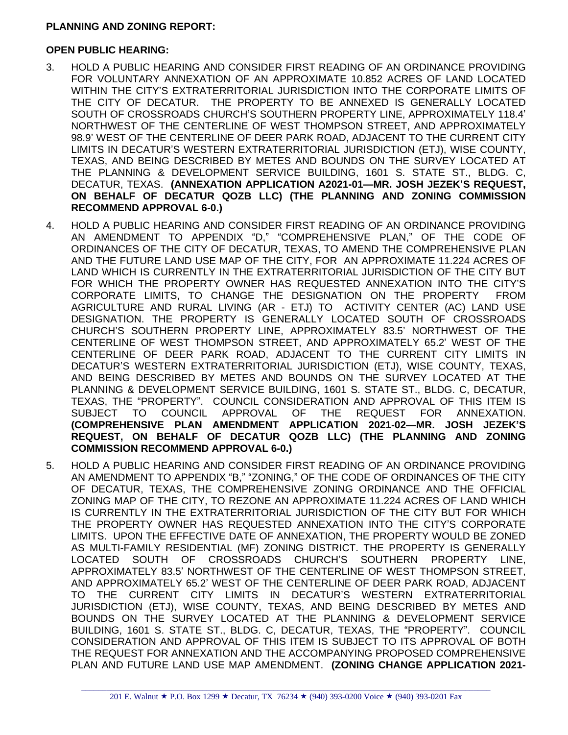**PLANNING AND ZONING REPORT:**

**OPEN PUBLIC HEARING:**

3. HOLD A PUBLIC HEARING AND CONSIDER FIRST READING OF AN ORDINANCE PROVIDING FOR VOLUNTARY ANNEXATION OF AN APPROXIMATE 10.852 ACRES OF LAND LOCATED WITHIN THE CITY'S EXTRATERRITORIAL JURISDICTION INTO THE CORPORATE LIMITS OF THE CITY OF DECATUR. THE PROPERTY TO BE ANNEXED IS GENERALLY LOCATED SOUTH OF CROSSROADS CHURCH'S SOUTHERN PROPERTY LINE, APPROXIMATELY 118.4' NORTHWEST OF THE CENTERLINE OF WEST THOMPSON STREET, AND APPROXIMATELY 98.9' WEST OF THE CENTERLINE OF DEER PARK ROAD, ADJACENT TO THE CURRENT CITY LIMITS IN DECATUR'S WESTERN EXTRATERRITORIAL JURISDICTION (ETJ), WISE COUNTY, TEXAS, AND BEING DESCRIBED BY METES AND BOUNDS ON THE SURVEY LOCATED AT THE PLANNING & DEVELOPMENT SERVICE BUILDING, 1601 S. STATE ST., BLDG. C, DECATUR, TEXAS. **(ANNEXATION APPLICATION A2021-01—MR. JOSH JEZEK'S REQUEST, ON BEHALF OF DECATUR QOZB LLC) (THE PLANNING AND ZONING COMMISSION RECOMMEND APPROVAL 6-0.)**

4. HOLD A PUBLIC HEARING AND CONSIDER FIRST READING OF AN ORDINANCE PROVIDING AN AMENDMENT TO APPENDIX "D," "COMPREHENSIVE PLAN," OF THE CODE OF ORDINANCES OF THE CITY OF DECATUR, TEXAS, TO AMEND THE COMPREHENSIVE PLAN AND THE FUTURE LAND USE MAP OF THE CITY, FOR AN APPROXIMATE 11.224 ACRES OF LAND WHICH IS CURRENTLY IN THE EXTRATERRITORIAL JURISDICTION OF THE CITY BUT FOR WHICH THE PROPERTY OWNER HAS REQUESTED ANNEXATION INTO THE CITY'S CORPORATE LIMITS, TO CHANGE THE DESIGNATION ON THE PROPERTY FROM AGRICULTURE AND RURAL LIVING (AR - ETJ) TO ACTIVITY CENTER (AC) LAND USE DESIGNATION. THE PROPERTY IS GENERALLY LOCATED SOUTH OF CROSSROADS CHURCH'S SOUTHERN PROPERTY LINE, APPROXIMATELY 83.5' NORTHWEST OF THE CENTERLINE OF WEST THOMPSON STREET, AND APPROXIMATELY 65.2' WEST OF THE CENTERLINE OF DEER PARK ROAD, ADJACENT TO THE CURRENT CITY LIMITS IN DECATUR'S WESTERN EXTRATERRITORIAL JURISDICTION (ETJ), WISE COUNTY, TEXAS, AND BEING DESCRIBED BY METES AND BOUNDS ON THE SURVEY LOCATED AT THE PLANNING & DEVELOPMENT SERVICE BUILDING, 1601 S. STATE ST., BLDG. C, DECATUR, TEXAS, THE "PROPERTY". COUNCIL CONSIDERATION AND APPROVAL OF THIS ITEM IS SUBJECT TO COUNCIL APPROVAL OF THE REQUEST FOR ANNEXATION. **(COMPREHENSIVE PLAN AMENDMENT APPLICATION 2021-02—MR. JOSH JEZEK'S REQUEST, ON BEHALF OF DECATUR QOZB LLC) (THE PLANNING AND ZONING COMMISSION RECOMMEND APPROVAL 6-0.)**

5. HOLD A PUBLIC HEARING AND CONSIDER FIRST READING OF AN ORDINANCE PROVIDING AN AMENDMENT TO APPENDIX "B," "ZONING," OF THE CODE OF ORDINANCES OF THE CITY OF DECATUR, TEXAS, THE COMPREHENSIVE ZONING ORDINANCE AND THE OFFICIAL ZONING MAP OF THE CITY, TO REZONE AN APPROXIMATE 11.224 ACRES OF LAND WHICH IS CURRENTLY IN THE EXTRATERRITORIAL JURISDICTION OF THE CITY BUT FOR WHICH THE PROPERTY OWNER HAS REQUESTED ANNEXATION INTO THE CITY'S CORPORATE LIMITS. UPON THE EFFECTIVE DATE OF ANNEXATION, THE PROPERTY WOULD BE ZONED AS MULTI-FAMILY RESIDENTIAL (MF) ZONING DISTRICT. THE PROPERTY IS GENERALLY LOCATED SOUTH OF CROSSROADS CHURCH'S SOUTHERN PROPERTY LINE, APPROXIMATELY 83.5' NORTHWEST OF THE CENTERLINE OF WEST THOMPSON STREET, AND APPROXIMATELY 65.2' WEST OF THE CENTERLINE OF DEER PARK ROAD, ADJACENT TO THE CURRENT CITY LIMITS IN DECATUR'S WESTERN EXTRATERRITORIAL JURISDICTION (ETJ), WISE COUNTY, TEXAS, AND BEING DESCRIBED BY METES AND BOUNDS ON THE SURVEY LOCATED AT THE PLANNING & DEVELOPMENT SERVICE BUILDING, 1601 S. STATE ST., BLDG. C, DECATUR, TEXAS, THE "PROPERTY". COUNCIL CONSIDERATION AND APPROVAL OF THIS ITEM IS SUBJECT TO ITS APPROVAL OF BOTH THE REQUEST FOR ANNEXATION AND THE ACCOMPANYING PROPOSED COMPREHENSIVE PLAN AND FUTURE LAND USE MAP AMENDMENT. **(ZONING CHANGE APPLICATION 2021-**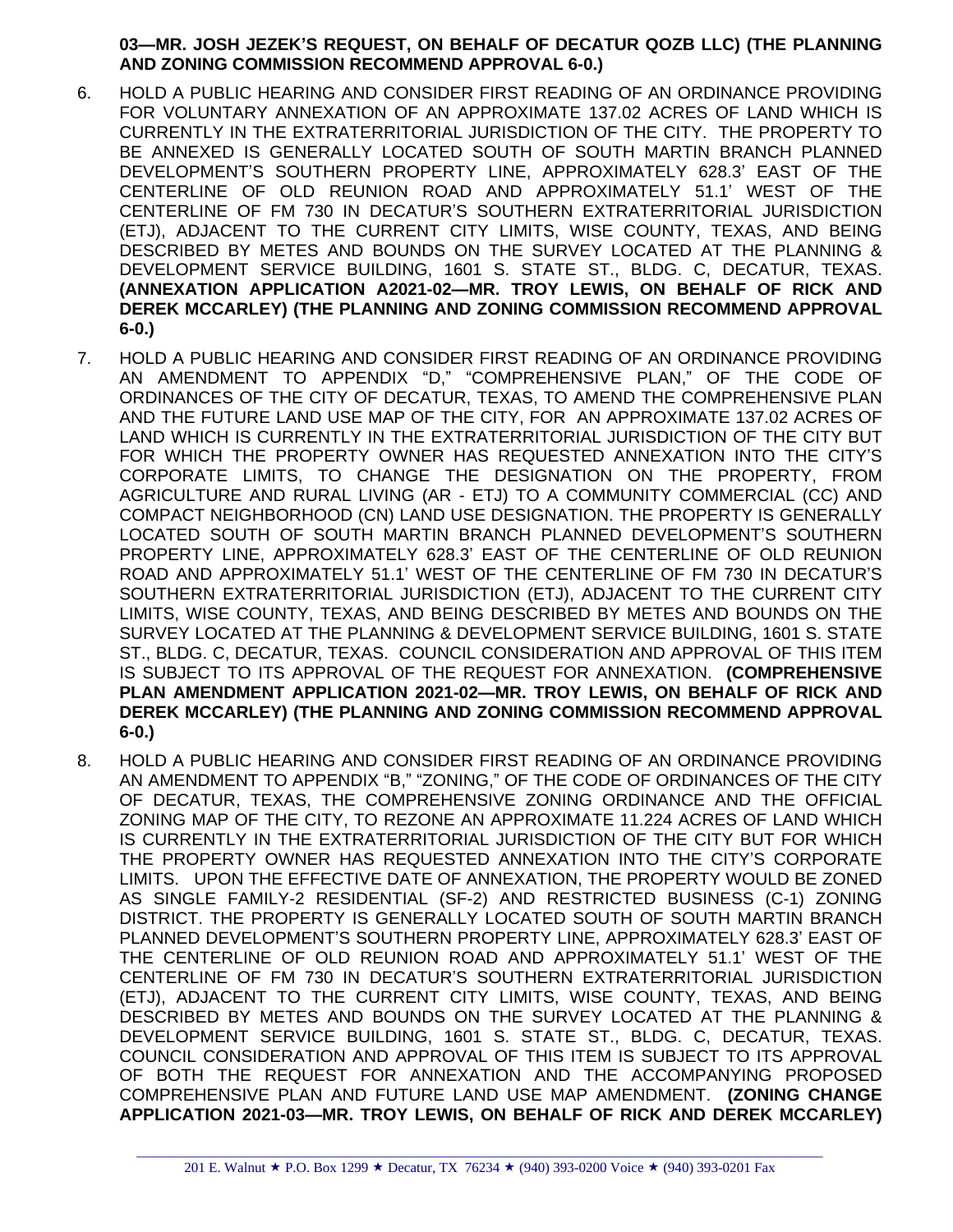**03—MR. JOSH JEZEK'S REQUEST, ON BEHALF OF DECATUR QOZB LLC) (THE PLANNING AND ZONING COMMISSION RECOMMEND APPROVAL 6-0.)**

6. HOLD A PUBLIC HEARING AND CONSIDER FIRST READING OF AN ORDINANCE PROVIDING FOR VOLUNTARY ANNEXATION OF AN APPROXIMATE 137.02 ACRES OF LAND WHICH IS CURRENTLY IN THE EXTRATERRITORIAL JURISDICTION OF THE CITY. THE PROPERTY TO BE ANNEXED IS GENERALLY LOCATED SOUTH OF SOUTH MARTIN BRANCH PLANNED DEVELOPMENT'S SOUTHERN PROPERTY LINE, APPROXIMATELY 628.3' EAST OF THE CENTERLINE OF OLD REUNION ROAD AND APPROXIMATELY 51.1' WEST OF THE CENTERLINE OF FM 730 IN DECATUR'S SOUTHERN EXTRATERRITORIAL JURISDICTION (ETJ), ADJACENT TO THE CURRENT CITY LIMITS, WISE COUNTY, TEXAS, AND BEING DESCRIBED BY METES AND BOUNDS ON THE SURVEY LOCATED AT THE PLANNING & DEVELOPMENT SERVICE BUILDING, 1601 S. STATE ST., BLDG. C, DECATUR, TEXAS. **(ANNEXATION APPLICATION A2021-02—MR. TROY LEWIS, ON BEHALF OF RICK AND DEREK MCCARLEY) (THE PLANNING AND ZONING COMMISSION RECOMMEND APPROVAL 6-0.)**

7. HOLD A PUBLIC HEARING AND CONSIDER FIRST READING OF AN ORDINANCE PROVIDING AN AMENDMENT TO APPENDIX "D," "COMPREHENSIVE PLAN," OF THE CODE OF ORDINANCES OF THE CITY OF DECATUR, TEXAS, TO AMEND THE COMPREHENSIVE PLAN AND THE FUTURE LAND USE MAP OF THE CITY, FOR AN APPROXIMATE 137.02 ACRES OF LAND WHICH IS CURRENTLY IN THE EXTRATERRITORIAL JURISDICTION OF THE CITY BUT FOR WHICH THE PROPERTY OWNER HAS REQUESTED ANNEXATION INTO THE CITY'S CORPORATE LIMITS, TO CHANGE THE DESIGNATION ON THE PROPERTY, FROM AGRICULTURE AND RURAL LIVING (AR - ETJ) TO A COMMUNITY COMMERCIAL (CC) AND COMPACT NEIGHBORHOOD (CN) LAND USE DESIGNATION. THE PROPERTY IS GENERALLY LOCATED SOUTH OF SOUTH MARTIN BRANCH PLANNED DEVELOPMENT'S SOUTHERN PROPERTY LINE, APPROXIMATELY 628.3' EAST OF THE CENTERLINE OF OLD REUNION ROAD AND APPROXIMATELY 51.1' WEST OF THE CENTERLINE OF FM 730 IN DECATUR'S SOUTHERN EXTRATERRITORIAL JURISDICTION (ETJ), ADJACENT TO THE CURRENT CITY LIMITS, WISE COUNTY, TEXAS, AND BEING DESCRIBED BY METES AND BOUNDS ON THE SURVEY LOCATED AT THE PLANNING & DEVELOPMENT SERVICE BUILDING, 1601 S. STATE ST., BLDG. C, DECATUR, TEXAS. COUNCIL CONSIDERATION AND APPROVAL OF THIS ITEM IS SUBJECT TO ITS APPROVAL OF THE REQUEST FOR ANNEXATION. **(COMPREHENSIVE PLAN AMENDMENT APPLICATION 2021-02—MR. TROY LEWIS, ON BEHALF OF RICK AND DEREK MCCARLEY) (THE PLANNING AND ZONING COMMISSION RECOMMEND APPROVAL 6-0.)**

8. HOLD A PUBLIC HEARING AND CONSIDER FIRST READING OF AN ORDINANCE PROVIDING AN AMENDMENT TO APPENDIX "B," "ZONING," OF THE CODE OF ORDINANCES OF THE CITY OF DECATUR, TEXAS, THE COMPREHENSIVE ZONING ORDINANCE AND THE OFFICIAL ZONING MAP OF THE CITY, TO REZONE AN APPROXIMATE 11.224 ACRES OF LAND WHICH IS CURRENTLY IN THE EXTRATERRITORIAL JURISDICTION OF THE CITY BUT FOR WHICH THE PROPERTY OWNER HAS REQUESTED ANNEXATION INTO THE CITY'S CORPORATE LIMITS. UPON THE EFFECTIVE DATE OF ANNEXATION, THE PROPERTY WOULD BE ZONED AS SINGLE FAMILY-2 RESIDENTIAL (SF-2) AND RESTRICTED BUSINESS (C-1) ZONING DISTRICT. THE PROPERTY IS GENERALLY LOCATED SOUTH OF SOUTH MARTIN BRANCH PLANNED DEVELOPMENT'S SOUTHERN PROPERTY LINE, APPROXIMATELY 628.3' EAST OF THE CENTERLINE OF OLD REUNION ROAD AND APPROXIMATELY 51.1' WEST OF THE CENTERLINE OF FM 730 IN DECATUR'S SOUTHERN EXTRATERRITORIAL JURISDICTION (ETJ), ADJACENT TO THE CURRENT CITY LIMITS, WISE COUNTY, TEXAS, AND BEING DESCRIBED BY METES AND BOUNDS ON THE SURVEY LOCATED AT THE PLANNING & DEVELOPMENT SERVICE BUILDING, 1601 S. STATE ST., BLDG. C, DECATUR, TEXAS. COUNCIL CONSIDERATION AND APPROVAL OF THIS ITEM IS SUBJECT TO ITS APPROVAL OF BOTH THE REQUEST FOR ANNEXATION AND THE ACCOMPANYING PROPOSED COMPREHENSIVE PLAN AND FUTURE LAND USE MAP AMENDMENT. **(ZONING CHANGE APPLICATION 2021-03—MR. TROY LEWIS, ON BEHALF OF RICK AND DEREK MCCARLEY)**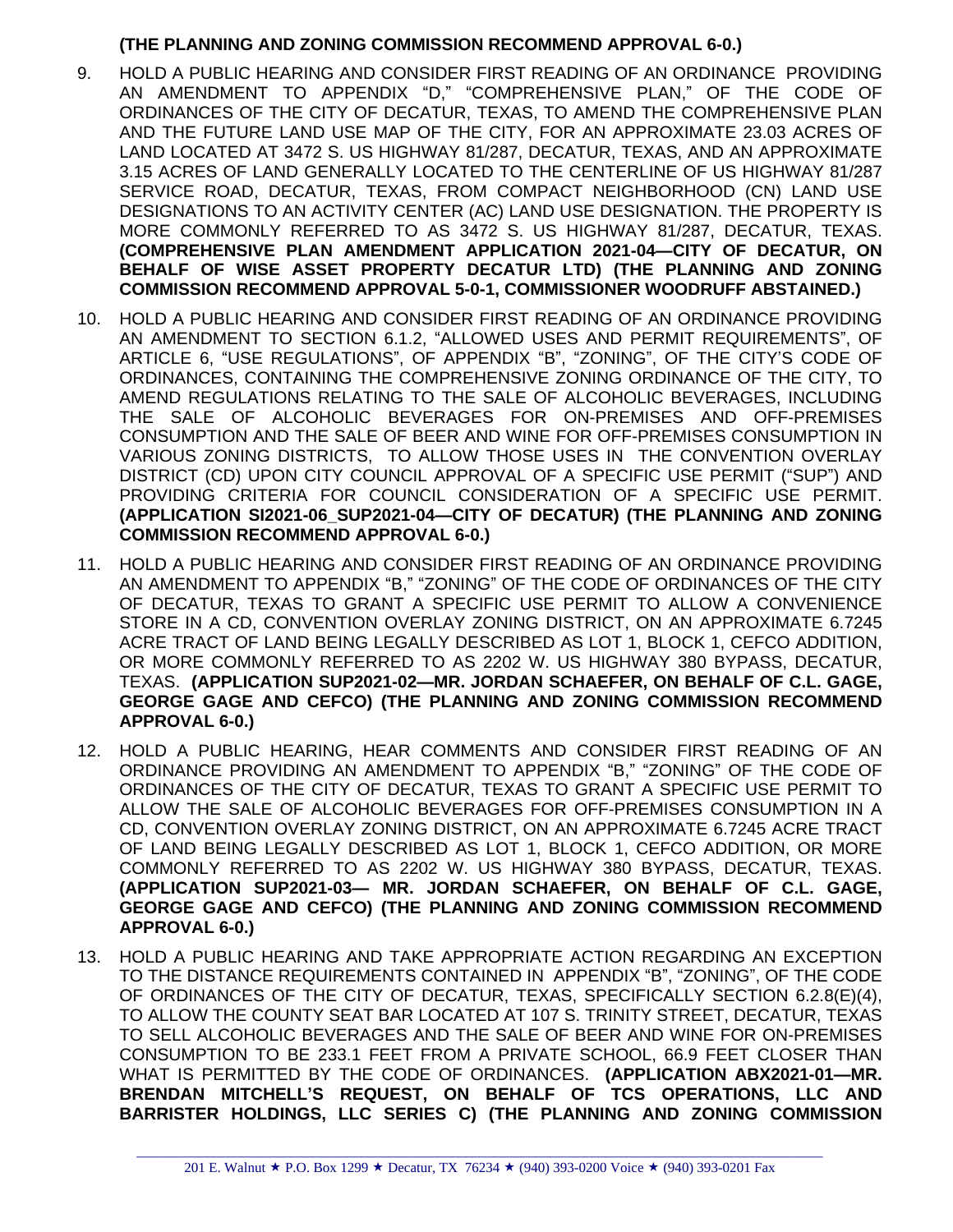**(THE PLANNING AND ZONING COMMISSION RECOMMEND APPROVAL 6-0.)**

9. HOLD A PUBLIC HEARING AND CONSIDER FIRST READING OF AN ORDINANCE PROVIDING AN AMENDMENT TO APPENDIX "D," "COMPREHENSIVE PLAN," OF THE CODE OF ORDINANCES OF THE CITY OF DECATUR, TEXAS, TO AMEND THE COMPREHENSIVE PLAN AND THE FUTURE LAND USE MAP OF THE CITY, FOR AN APPROXIMATE 23.03 ACRES OF LAND LOCATED AT 3472 S. US HIGHWAY 81/287, DECATUR, TEXAS, AND AN APPROXIMATE 3.15 ACRES OF LAND GENERALLY LOCATED TO THE CENTERLINE OF US HIGHWAY 81/287 SERVICE ROAD, DECATUR, TEXAS, FROM COMPACT NEIGHBORHOOD (CN) LAND USE DESIGNATIONS TO AN ACTIVITY CENTER (AC) LAND USE DESIGNATION. THE PROPERTY IS MORE COMMONLY REFERRED TO AS 3472 S. US HIGHWAY 81/287, DECATUR, TEXAS. **(COMPREHENSIVE PLAN AMENDMENT APPLICATION 2021-04—CITY OF DECATUR, ON BEHALF OF WISE ASSET PROPERTY DECATUR LTD) (THE PLANNING AND ZONING COMMISSION RECOMMEND APPROVAL 5-0-1, COMMISSIONER WOODRUFF ABSTAINED.)**

10. HOLD A PUBLIC HEARING AND CONSIDER FIRST READING OF AN ORDINANCE PROVIDING AN AMENDMENT TO SECTION 6.1.2, "ALLOWED USES AND PERMIT REQUIREMENTS", OF ARTICLE 6, "USE REGULATIONS", OF APPENDIX "B", "ZONING", OF THE CITY'S CODE OF ORDINANCES, CONTAINING THE COMPREHENSIVE ZONING ORDINANCE OF THE CITY, TO AMEND REGULATIONS RELATING TO THE SALE OF ALCOHOLIC BEVERAGES, INCLUDING THE SALE OF ALCOHOLIC BEVERAGES FOR ON-PREMISES AND OFF-PREMISES CONSUMPTION AND THE SALE OF BEER AND WINE FOR OFF-PREMISES CONSUMPTION IN VARIOUS ZONING DISTRICTS, TO ALLOW THOSE USES IN THE CONVENTION OVERLAY DISTRICT (CD) UPON CITY COUNCIL APPROVAL OF A SPECIFIC USE PERMIT ("SUP") AND PROVIDING CRITERIA FOR COUNCIL CONSIDERATION OF A SPECIFIC USE PERMIT. **(APPLICATION SI2021-06_SUP2021-04—CITY OF DECATUR) (THE PLANNING AND ZONING COMMISSION RECOMMEND APPROVAL 6-0.)**

11. HOLD A PUBLIC HEARING AND CONSIDER FIRST READING OF AN ORDINANCE PROVIDING AN AMENDMENT TO APPENDIX "B," "ZONING" OF THE CODE OF ORDINANCES OF THE CITY OF DECATUR, TEXAS TO GRANT A SPECIFIC USE PERMIT TO ALLOW A CONVENIENCE STORE IN A CD, CONVENTION OVERLAY ZONING DISTRICT, ON AN APPROXIMATE 6.7245 ACRE TRACT OF LAND BEING LEGALLY DESCRIBED AS LOT 1, BLOCK 1, CEFCO ADDITION, OR MORE COMMONLY REFERRED TO AS 2202 W. US HIGHWAY 380 BYPASS, DECATUR, TEXAS. **(APPLICATION SUP2021-02—MR. JORDAN SCHAEFER, ON BEHALF OF C.L. GAGE, GEORGE GAGE AND CEFCO) (THE PLANNING AND ZONING COMMISSION RECOMMEND APPROVAL 6-0.)**

12. HOLD A PUBLIC HEARING, HEAR COMMENTS AND CONSIDER FIRST READING OF AN ORDINANCE PROVIDING AN AMENDMENT TO APPENDIX "B," "ZONING" OF THE CODE OF ORDINANCES OF THE CITY OF DECATUR, TEXAS TO GRANT A SPECIFIC USE PERMIT TO ALLOW THE SALE OF ALCOHOLIC BEVERAGES FOR OFF-PREMISES CONSUMPTION IN A CD, CONVENTION OVERLAY ZONING DISTRICT, ON AN APPROXIMATE 6.7245 ACRE TRACT OF LAND BEING LEGALLY DESCRIBED AS LOT 1, BLOCK 1, CEFCO ADDITION, OR MORE COMMONLY REFERRED TO AS 2202 W. US HIGHWAY 380 BYPASS, DECATUR, TEXAS. **(APPLICATION SUP2021-03— MR. JORDAN SCHAEFER, ON BEHALF OF C.L. GAGE, GEORGE GAGE AND CEFCO) (THE PLANNING AND ZONING COMMISSION RECOMMEND APPROVAL 6-0.)**

13. HOLD A PUBLIC HEARING AND TAKE APPROPRIATE ACTION REGARDING AN EXCEPTION TO THE DISTANCE REQUIREMENTS CONTAINED IN APPENDIX "B", "ZONING", OF THE CODE OF ORDINANCES OF THE CITY OF DECATUR, TEXAS, SPECIFICALLY SECTION 6.2.8(E)(4), TO ALLOW THE COUNTY SEAT BAR LOCATED AT 107 S. TRINITY STREET, DECATUR, TEXAS TO SELL ALCOHOLIC BEVERAGES AND THE SALE OF BEER AND WINE FOR ON-PREMISES CONSUMPTION TO BE 233.1 FEET FROM A PRIVATE SCHOOL, 66.9 FEET CLOSER THAN WHAT IS PERMITTED BY THE CODE OF ORDINANCES. **(APPLICATION ABX2021-01—MR. BRENDAN MITCHELL'S REQUEST, ON BEHALF OF TCS OPERATIONS, LLC AND BARRISTER HOLDINGS, LLC SERIES C) (THE PLANNING AND ZONING COMMISSION**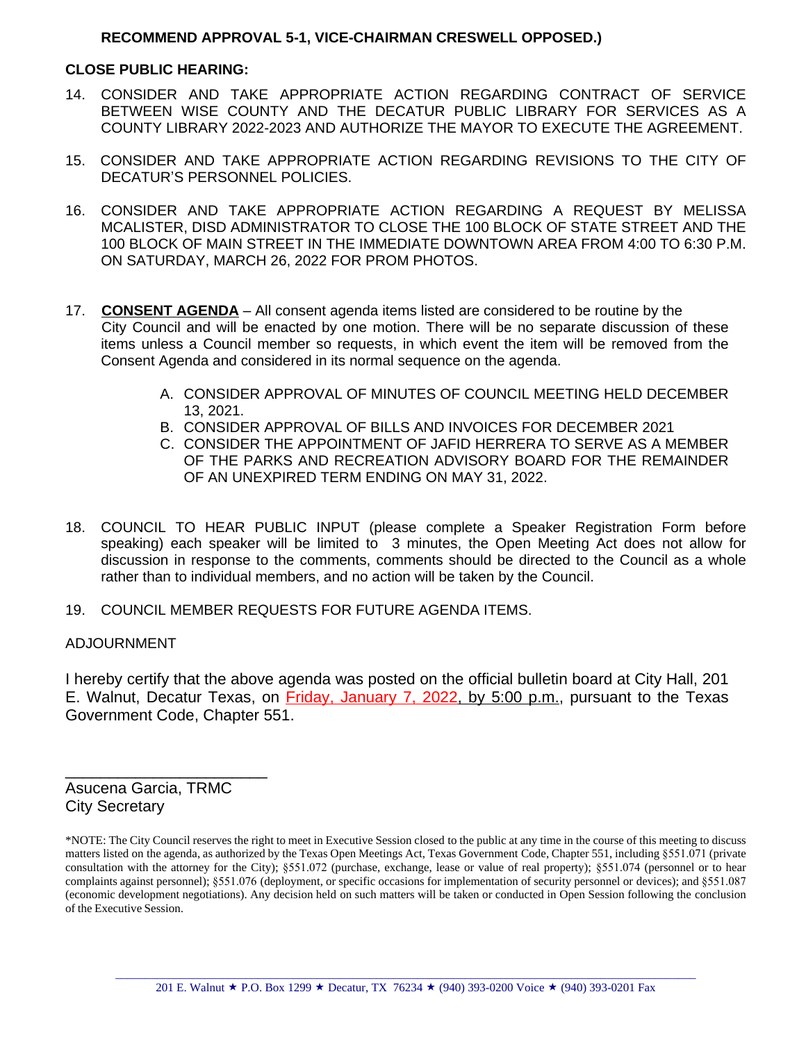**RECOMMEND APPROVAL 5-1, VICE-CHAIRMAN CRESWELL OPPOSED.)**

**CLOSE PUBLIC HEARING:**

14. CONSIDER AND TAKE APPROPRIATE ACTION REGARDING CONTRACT OF SERVICE BETWEEN WISE COUNTY AND THE DECATUR PUBLIC LIBRARY FOR SERVICES AS A COUNTY LIBRARY 2022-2023 AND AUTHORIZE THE MAYOR TO EXECUTE THE AGREEMENT.

15. CONSIDER AND TAKE APPROPRIATE ACTION REGARDING REVISIONS TO THE CITY OF DECATUR'S PERSONNEL POLICIES.

16. CONSIDER AND TAKE APPROPRIATE ACTION REGARDING A REQUEST BY MELISSA MCALISTER, DISD ADMINISTRATOR TO CLOSE THE 100 BLOCK OF STATE STREET AND THE 100 BLOCK OF MAIN STREET IN THE IMMEDIATE DOWNTOWN AREA FROM 4:00 TO 6:30 P.M. ON SATURDAY, MARCH 26, 2022 FOR PROM PHOTOS.

17. **CONSENT AGENDA** – All consent agenda items listed are considered to be routine by the City Council and will be enacted by one motion. There will be no separate discussion of these items unless a Council member so requests, in which event the item will be removed from the Consent Agenda and considered in its normal sequence on the agenda.

    A. CONSIDER APPROVAL OF MINUTES OF COUNCIL MEETING HELD DECEMBER 13, 2021.
    B. CONSIDER APPROVAL OF BILLS AND INVOICES FOR DECEMBER 2021
    C. CONSIDER THE APPOINTMENT OF JAFID HERRERA TO SERVE AS A MEMBER OF THE PARKS AND RECREATION ADVISORY BOARD FOR THE REMAINDER OF AN UNEXPIRED TERM ENDING ON MAY 31, 2022.

18. COUNCIL TO HEAR PUBLIC INPUT (please complete a Speaker Registration Form before speaking) each speaker will be limited to 3 minutes, the Open Meeting Act does not allow for discussion in response to the comments, comments should be directed to the Council as a whole rather than to individual members, and no action will be taken by the Council.

19. COUNCIL MEMBER REQUESTS FOR FUTURE AGENDA ITEMS.

ADJOURNMENT

I hereby certify that the above agenda was posted on the official bulletin board at City Hall, 201 E. Walnut, Decatur Texas, on Friday, January 7, 2022, by 5:00 p.m., pursuant to the Texas Government Code, Chapter 551.

________________________
Asucena Garcia, TRMC
City Secretary

*NOTE: The City Council reserves the right to meet in Executive Session closed to the public at any time in the course of this meeting to discuss matters listed on the agenda, as authorized by the Texas Open Meetings Act, Texas Government Code, Chapter 551, including §551.071 (private consultation with the attorney for the City); §551.072 (purchase, exchange, lease or value of real property); §551.074 (personnel or to hear complaints against personnel); §551.076 (deployment, or specific occasions for implementation of security personnel or devices); and §551.087 (economic development negotiations). Any decision held on such matters will be taken or conducted in Open Session following the conclusion of the Executive Session.

201 E. Walnut ★ P.O. Box 1299 ★ Decatur, TX 76234 ★ (940) 393-0200 Voice ★ (940) 393-0201 Fax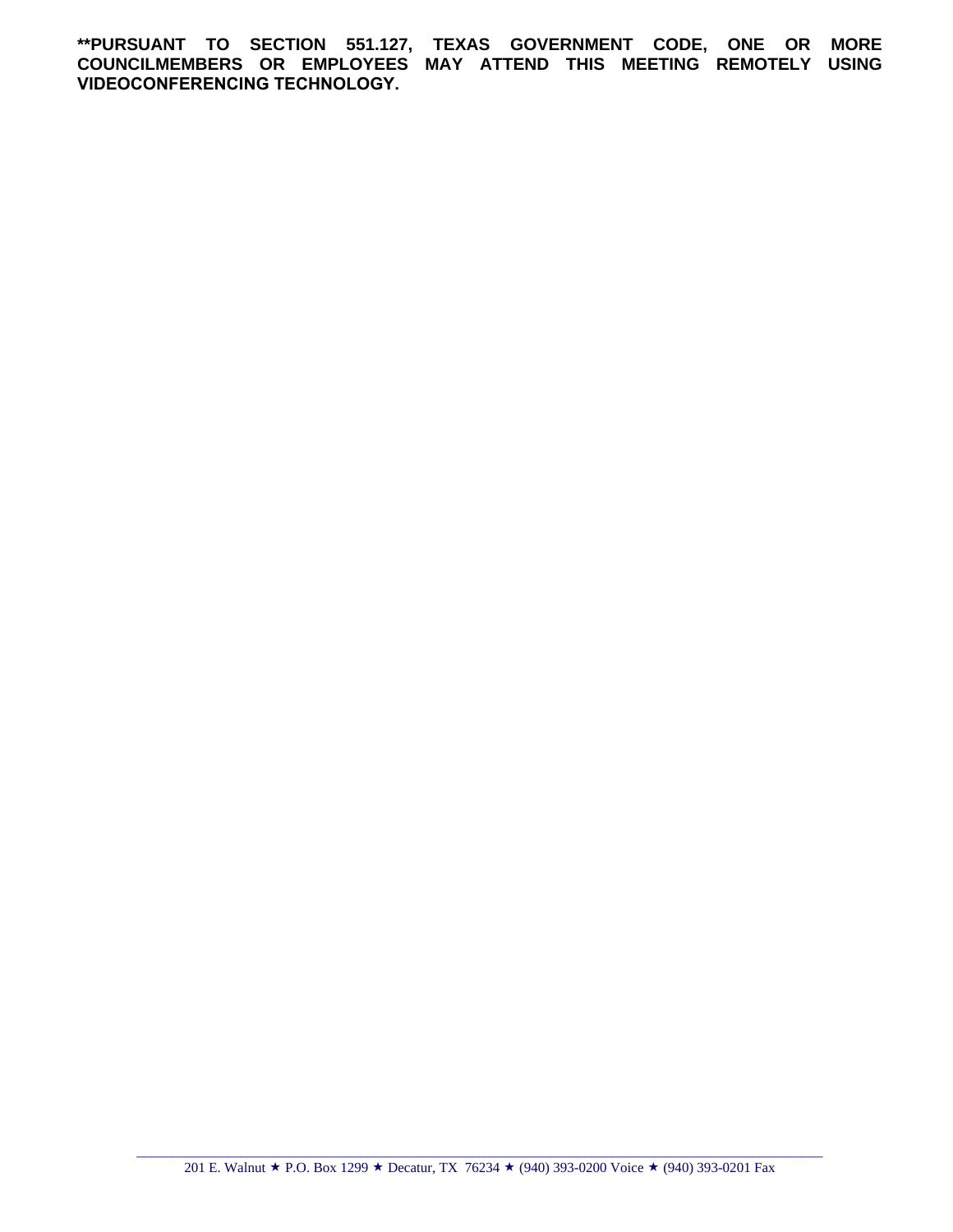**PURSUANT TO SECTION 551.127, TEXAS GOVERNMENT CODE, ONE OR MORE COUNCILMEMBERS OR EMPLOYEES MAY ATTEND THIS MEETING REMOTELY USING VIDEOCONFERENCING TECHNOLOGY.**